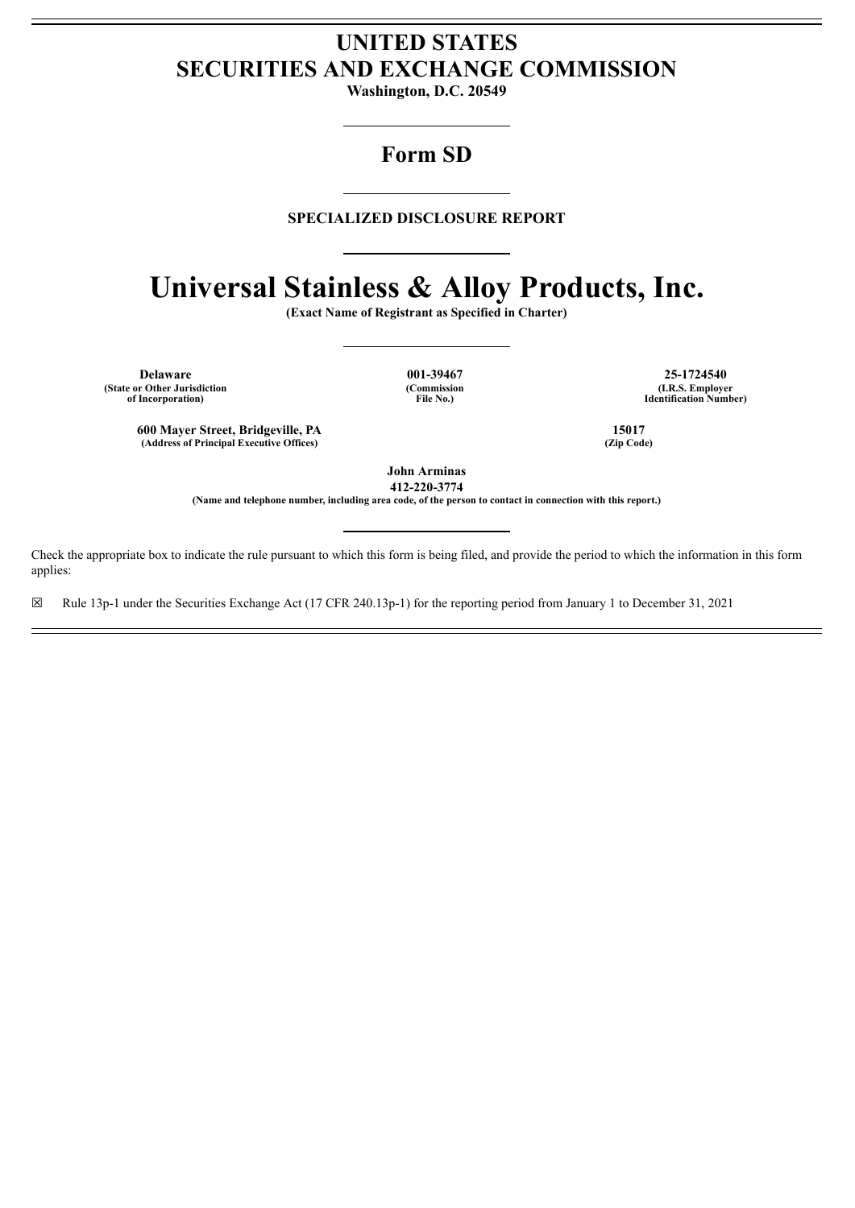# UNITED STATES SECURITIES AND EXCHANGE COMMISSION

**Washington, D.C. 20549**

## Form SD

**SPECIALIZED DISCLOSURE REPORT**

# Universal Stainless & Alloy Products, Inc.

**(Exact Name of Registrant as Specified in Charter)**

| **Delaware** | **001-39467** | **25-1724540** |
|---|---|---|
| **(State or Other Jurisdiction of Incorporation)** | **(Commission File No.)** | **(I.R.S. Employer Identification Number)** |

| **600 Mayer Street, Bridgeville, PA** | **15017** |
|---|---|
| **(Address of Principal Executive Offices)** | **(Zip Code)** |

**John Arminas**
**412-220-3774**
**(Name and telephone number, including area code, of the person to contact in connection with this report.)**

Check the appropriate box to indicate the rule pursuant to which this form is being filed, and provide the period to which the information in this form applies:

☒ Rule 13p-1 under the Securities Exchange Act (17 CFR 240.13p-1) for the reporting period from January 1 to December 31, 2021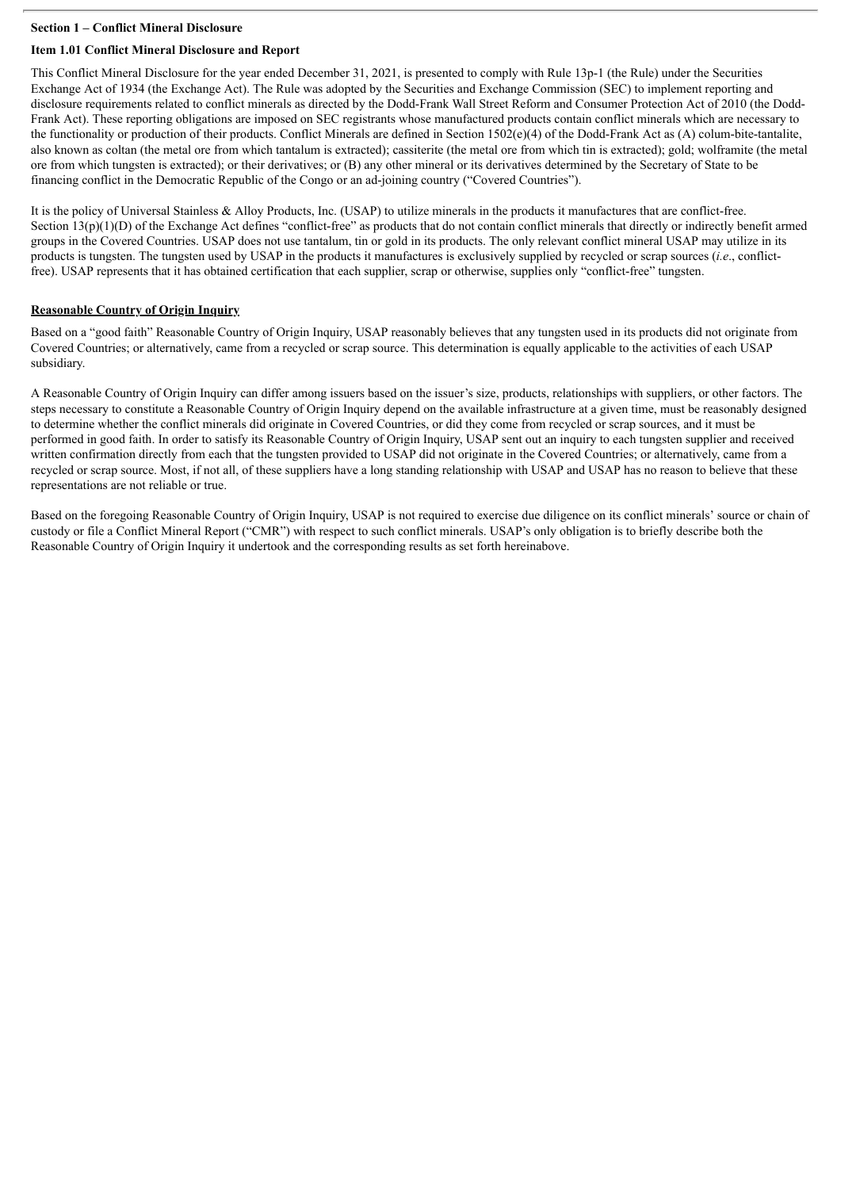**Section 1 – Conflict Mineral Disclosure**

**Item 1.01 Conflict Mineral Disclosure and Report**

This Conflict Mineral Disclosure for the year ended December 31, 2021, is presented to comply with Rule 13p-1 (the Rule) under the Securities Exchange Act of 1934 (the Exchange Act). The Rule was adopted by the Securities and Exchange Commission (SEC) to implement reporting and disclosure requirements related to conflict minerals as directed by the Dodd-Frank Wall Street Reform and Consumer Protection Act of 2010 (the Dodd-Frank Act). These reporting obligations are imposed on SEC registrants whose manufactured products contain conflict minerals which are necessary to the functionality or production of their products. Conflict Minerals are defined in Section 1502(e)(4) of the Dodd-Frank Act as (A) colum-bite-tantalite, also known as coltan (the metal ore from which tantalum is extracted); cassiterite (the metal ore from which tin is extracted); gold; wolframite (the metal ore from which tungsten is extracted); or their derivatives; or (B) any other mineral or its derivatives determined by the Secretary of State to be financing conflict in the Democratic Republic of the Congo or an ad-joining country ("Covered Countries").

It is the policy of Universal Stainless & Alloy Products, Inc. (USAP) to utilize minerals in the products it manufactures that are conflict-free. Section 13(p)(1)(D) of the Exchange Act defines "conflict-free" as products that do not contain conflict minerals that directly or indirectly benefit armed groups in the Covered Countries. USAP does not use tantalum, tin or gold in its products. The only relevant conflict mineral USAP may utilize in its products is tungsten. The tungsten used by USAP in the products it manufactures is exclusively supplied by recycled or scrap sources (*i.e*., conflict-free). USAP represents that it has obtained certification that each supplier, scrap or otherwise, supplies only "conflict-free" tungsten.

**Reasonable Country of Origin Inquiry**

Based on a "good faith" Reasonable Country of Origin Inquiry, USAP reasonably believes that any tungsten used in its products did not originate from Covered Countries; or alternatively, came from a recycled or scrap source. This determination is equally applicable to the activities of each USAP subsidiary.

A Reasonable Country of Origin Inquiry can differ among issuers based on the issuer's size, products, relationships with suppliers, or other factors. The steps necessary to constitute a Reasonable Country of Origin Inquiry depend on the available infrastructure at a given time, must be reasonably designed to determine whether the conflict minerals did originate in Covered Countries, or did they come from recycled or scrap sources, and it must be performed in good faith. In order to satisfy its Reasonable Country of Origin Inquiry, USAP sent out an inquiry to each tungsten supplier and received written confirmation directly from each that the tungsten provided to USAP did not originate in the Covered Countries; or alternatively, came from a recycled or scrap source. Most, if not all, of these suppliers have a long standing relationship with USAP and USAP has no reason to believe that these representations are not reliable or true.

Based on the foregoing Reasonable Country of Origin Inquiry, USAP is not required to exercise due diligence on its conflict minerals' source or chain of custody or file a Conflict Mineral Report ("CMR") with respect to such conflict minerals. USAP's only obligation is to briefly describe both the Reasonable Country of Origin Inquiry it undertook and the corresponding results as set forth hereinabove.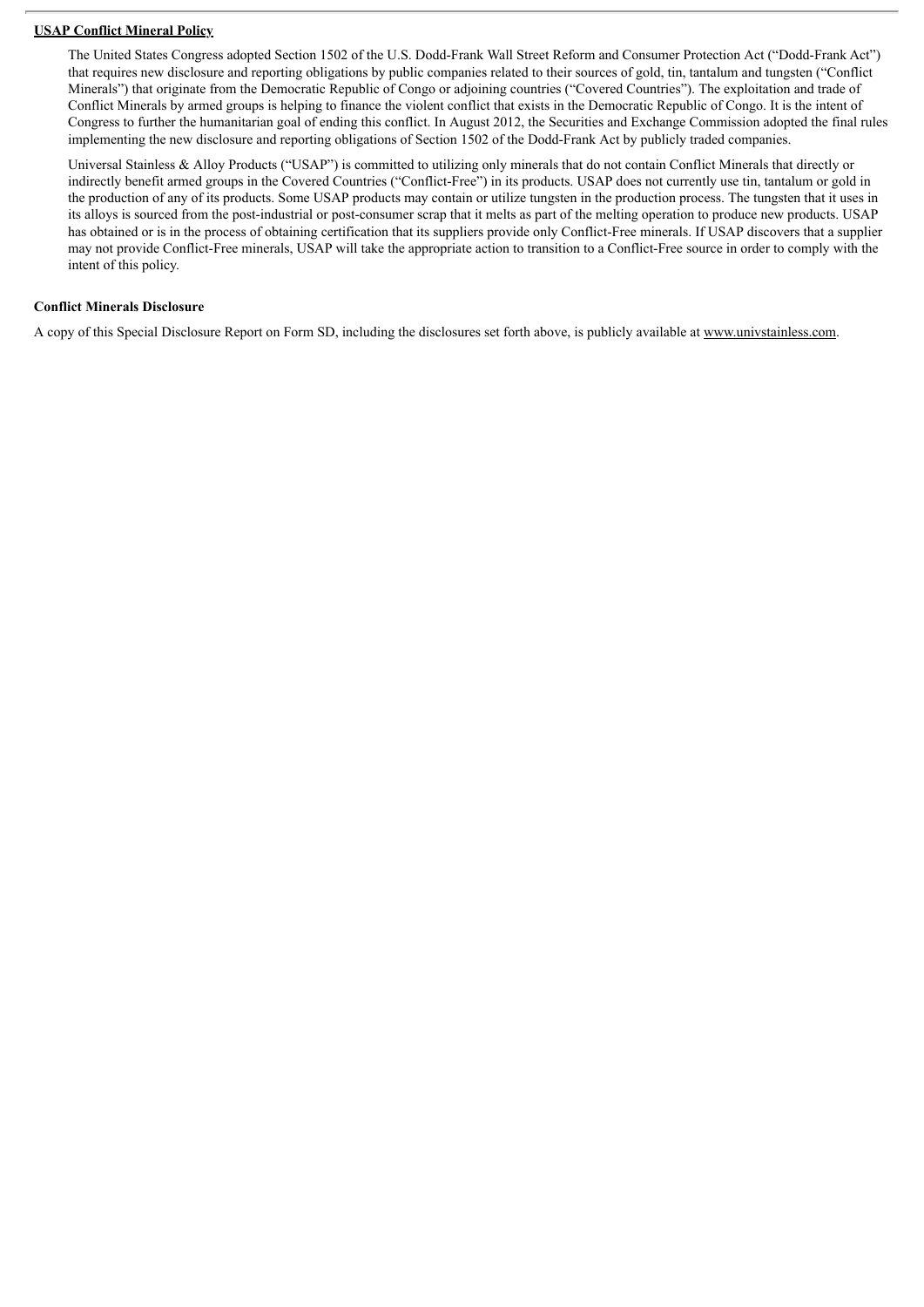**<u>USAP Conflict Mineral Policy</u>**

The United States Congress adopted Section 1502 of the U.S. Dodd-Frank Wall Street Reform and Consumer Protection Act ("Dodd-Frank Act") that requires new disclosure and reporting obligations by public companies related to their sources of gold, tin, tantalum and tungsten ("Conflict Minerals") that originate from the Democratic Republic of Congo or adjoining countries ("Covered Countries"). The exploitation and trade of Conflict Minerals by armed groups is helping to finance the violent conflict that exists in the Democratic Republic of Congo. It is the intent of Congress to further the humanitarian goal of ending this conflict. In August 2012, the Securities and Exchange Commission adopted the final rules implementing the new disclosure and reporting obligations of Section 1502 of the Dodd-Frank Act by publicly traded companies.

Universal Stainless & Alloy Products ("USAP") is committed to utilizing only minerals that do not contain Conflict Minerals that directly or indirectly benefit armed groups in the Covered Countries ("Conflict-Free") in its products. USAP does not currently use tin, tantalum or gold in the production of any of its products. Some USAP products may contain or utilize tungsten in the production process. The tungsten that it uses in its alloys is sourced from the post-industrial or post-consumer scrap that it melts as part of the melting operation to produce new products. USAP has obtained or is in the process of obtaining certification that its suppliers provide only Conflict-Free minerals. If USAP discovers that a supplier may not provide Conflict-Free minerals, USAP will take the appropriate action to transition to a Conflict-Free source in order to comply with the intent of this policy.

**Conflict Minerals Disclosure**

A copy of this Special Disclosure Report on Form SD, including the disclosures set forth above, is publicly available at www.univstainless.com.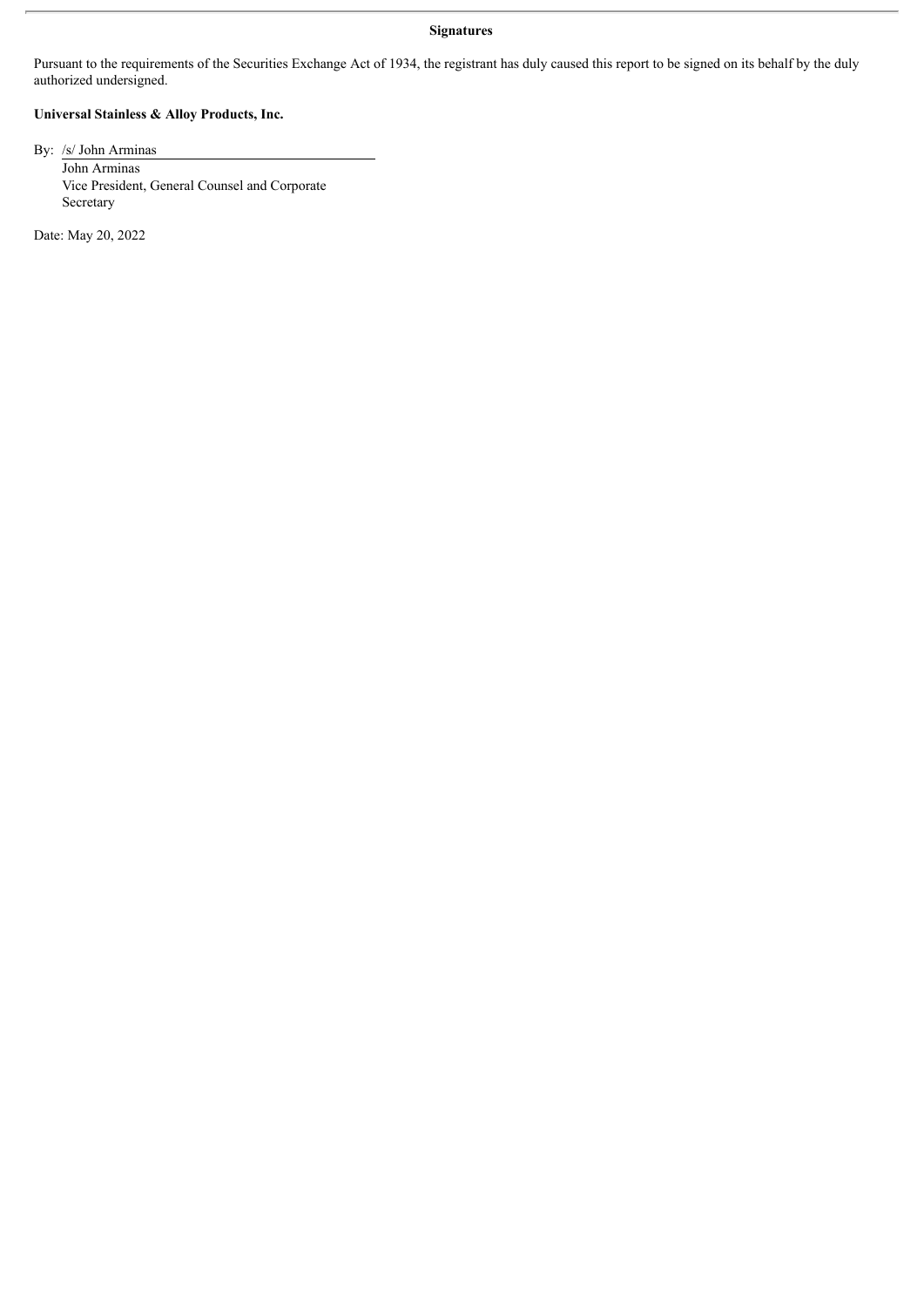## Signatures

Pursuant to the requirements of the Securities Exchange Act of 1934, the registrant has duly caused this report to be signed on its behalf by the duly authorized undersigned.

**Universal Stainless & Alloy Products, Inc.**

By: /s/ John Arminas
John Arminas
Vice President, General Counsel and Corporate Secretary

Date: May 20, 2022